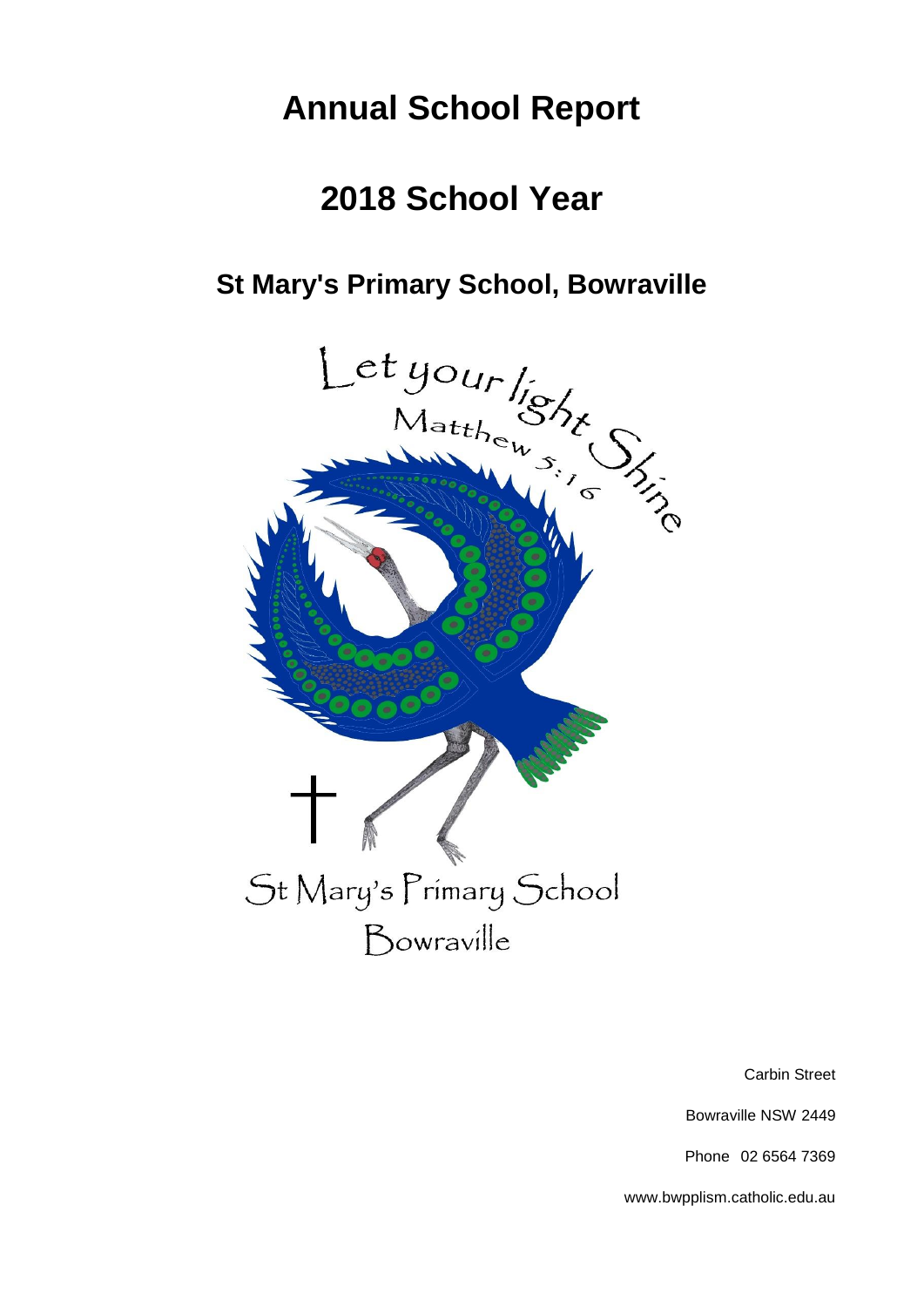# Annual School Report

# 2018 School Year

## St Mary's Primary School, Bowraville

Let your light Shine

Matthew 5:16

St Mary's Primary School

Bowraville

Carbin Street

Bowraville NSW 2449

Phone 02 6564 7369

www.bwpplism.catholic.edu.au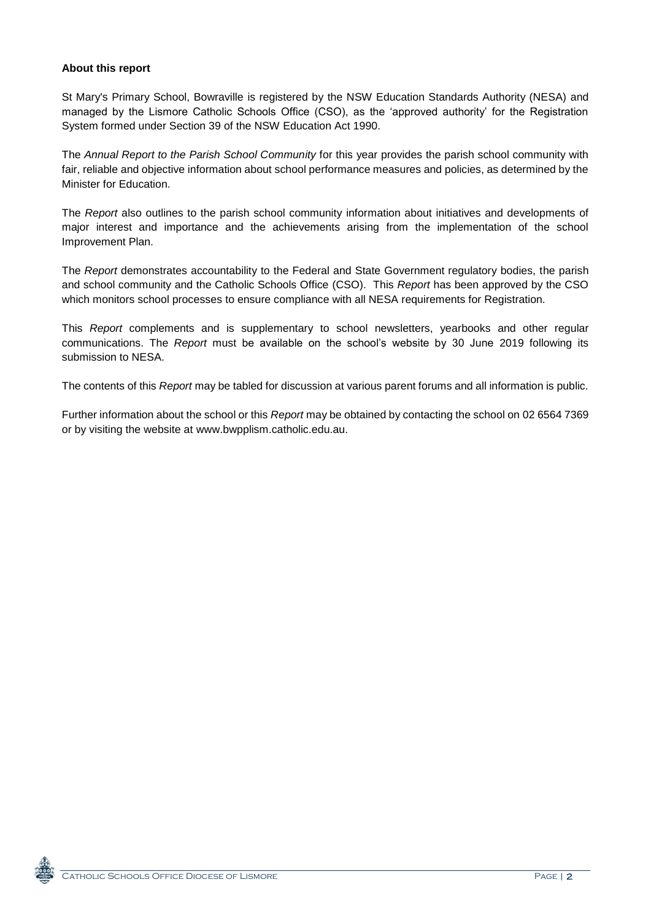**About this report**

St Mary's Primary School, Bowraville is registered by the NSW Education Standards Authority (NESA) and managed by the Lismore Catholic Schools Office (CSO), as the 'approved authority' for the Registration System formed under Section 39 of the NSW Education Act 1990.

The *Annual Report to the Parish School Community* for this year provides the parish school community with fair, reliable and objective information about school performance measures and policies, as determined by the Minister for Education.

The *Report* also outlines to the parish school community information about initiatives and developments of major interest and importance and the achievements arising from the implementation of the school Improvement Plan.

The *Report* demonstrates accountability to the Federal and State Government regulatory bodies, the parish and school community and the Catholic Schools Office (CSO). This *Report* has been approved by the CSO which monitors school processes to ensure compliance with all NESA requirements for Registration.

This *Report* complements and is supplementary to school newsletters, yearbooks and other regular communications. The *Report* must be available on the school's website by 30 June 2019 following its submission to NESA.

The contents of this *Report* may be tabled for discussion at various parent forums and all information is public.

Further information about the school or this *Report* may be obtained by contacting the school on 02 6564 7369 or by visiting the website at www.bwpplism.catholic.edu.au.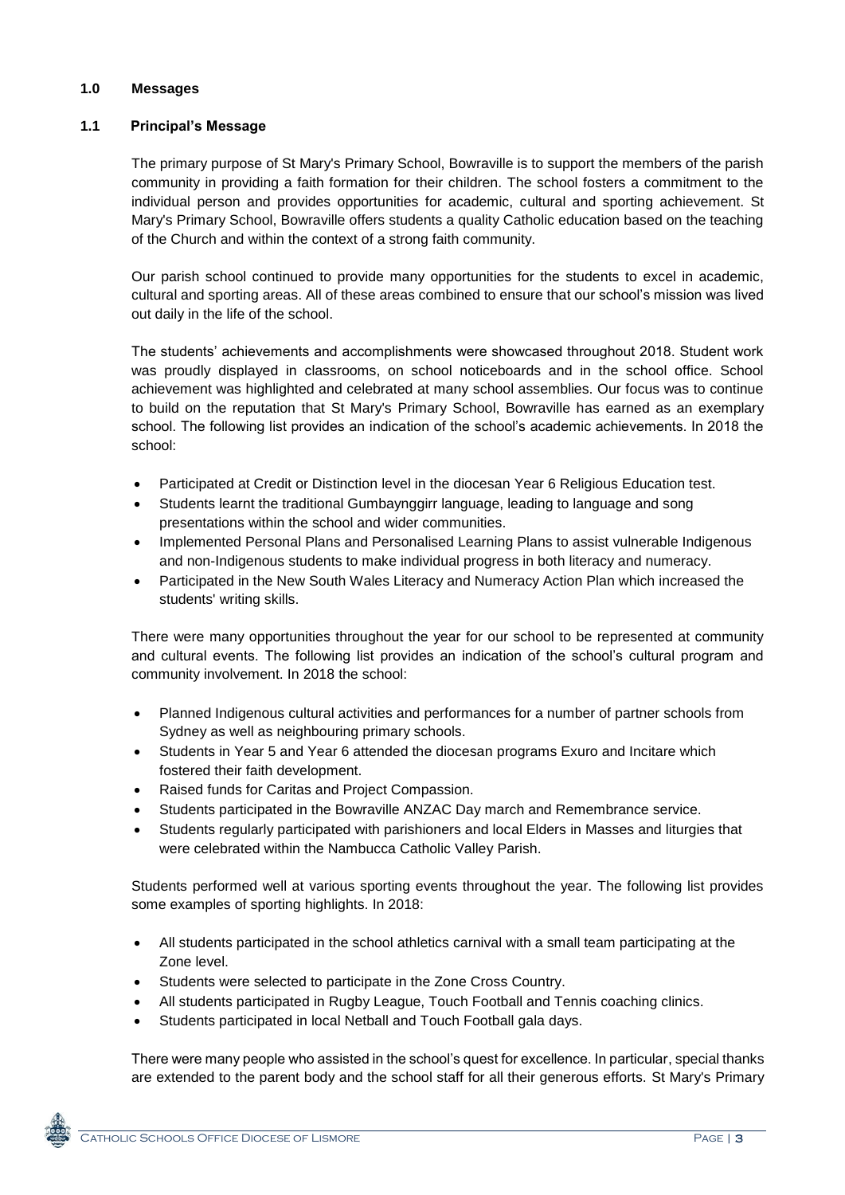## 1.0 Messages

### 1.1 Principal's Message

The primary purpose of St Mary's Primary School, Bowraville is to support the members of the parish community in providing a faith formation for their children. The school fosters a commitment to the individual person and provides opportunities for academic, cultural and sporting achievement. St Mary's Primary School, Bowraville offers students a quality Catholic education based on the teaching of the Church and within the context of a strong faith community.

Our parish school continued to provide many opportunities for the students to excel in academic, cultural and sporting areas. All of these areas combined to ensure that our school's mission was lived out daily in the life of the school.

The students' achievements and accomplishments were showcased throughout 2018. Student work was proudly displayed in classrooms, on school noticeboards and in the school office. School achievement was highlighted and celebrated at many school assemblies. Our focus was to continue to build on the reputation that St Mary's Primary School, Bowraville has earned as an exemplary school. The following list provides an indication of the school's academic achievements. In 2018 the school:

- Participated at Credit or Distinction level in the diocesan Year 6 Religious Education test.
- Students learnt the traditional Gumbaynggirr language, leading to language and song presentations within the school and wider communities.
- Implemented Personal Plans and Personalised Learning Plans to assist vulnerable Indigenous and non-Indigenous students to make individual progress in both literacy and numeracy.
- Participated in the New South Wales Literacy and Numeracy Action Plan which increased the students' writing skills.

There were many opportunities throughout the year for our school to be represented at community and cultural events. The following list provides an indication of the school's cultural program and community involvement. In 2018 the school:

- Planned Indigenous cultural activities and performances for a number of partner schools from Sydney as well as neighbouring primary schools.
- Students in Year 5 and Year 6 attended the diocesan programs Exuro and Incitare which fostered their faith development.
- Raised funds for Caritas and Project Compassion.
- Students participated in the Bowraville ANZAC Day march and Remembrance service.
- Students regularly participated with parishioners and local Elders in Masses and liturgies that were celebrated within the Nambucca Catholic Valley Parish.

Students performed well at various sporting events throughout the year. The following list provides some examples of sporting highlights. In 2018:

- All students participated in the school athletics carnival with a small team participating at the Zone level.
- Students were selected to participate in the Zone Cross Country.
- All students participated in Rugby League, Touch Football and Tennis coaching clinics.
- Students participated in local Netball and Touch Football gala days.

There were many people who assisted in the school's quest for excellence. In particular, special thanks are extended to the parent body and the school staff for all their generous efforts. St Mary's Primary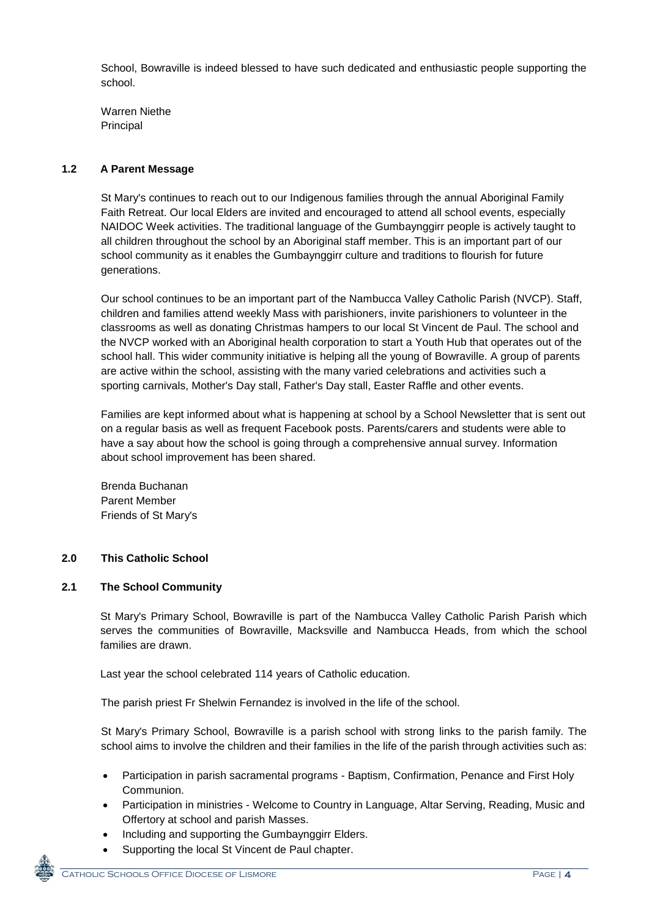School, Bowraville is indeed blessed to have such dedicated and enthusiastic people supporting the school.

Warren Niethe
Principal

### 1.2 A Parent Message

St Mary's continues to reach out to our Indigenous families through the annual Aboriginal Family Faith Retreat. Our local Elders are invited and encouraged to attend all school events, especially NAIDOC Week activities. The traditional language of the Gumbaynggirr people is actively taught to all children throughout the school by an Aboriginal staff member. This is an important part of our school community as it enables the Gumbaynggirr culture and traditions to flourish for future generations.

Our school continues to be an important part of the Nambucca Valley Catholic Parish (NVCP). Staff, children and families attend weekly Mass with parishioners, invite parishioners to volunteer in the classrooms as well as donating Christmas hampers to our local St Vincent de Paul. The school and the NVCP worked with an Aboriginal health corporation to start a Youth Hub that operates out of the school hall. This wider community initiative is helping all the young of Bowraville. A group of parents are active within the school, assisting with the many varied celebrations and activities such a sporting carnivals, Mother's Day stall, Father's Day stall, Easter Raffle and other events.

Families are kept informed about what is happening at school by a School Newsletter that is sent out on a regular basis as well as frequent Facebook posts. Parents/carers and students were able to have a say about how the school is going through a comprehensive annual survey. Information about school improvement has been shared.

Brenda Buchanan
Parent Member
Friends of St Mary's

## 2.0 This Catholic School

### 2.1 The School Community

St Mary's Primary School, Bowraville is part of the Nambucca Valley Catholic Parish Parish which serves the communities of Bowraville, Macksville and Nambucca Heads, from which the school families are drawn.

Last year the school celebrated 114 years of Catholic education.

The parish priest Fr Shelwin Fernandez is involved in the life of the school.

St Mary's Primary School, Bowraville is a parish school with strong links to the parish family. The school aims to involve the children and their families in the life of the parish through activities such as:

- Participation in parish sacramental programs - Baptism, Confirmation, Penance and First Holy Communion.
- Participation in ministries - Welcome to Country in Language, Altar Serving, Reading, Music and Offertory at school and parish Masses.
- Including and supporting the Gumbaynggirr Elders.
- Supporting the local St Vincent de Paul chapter.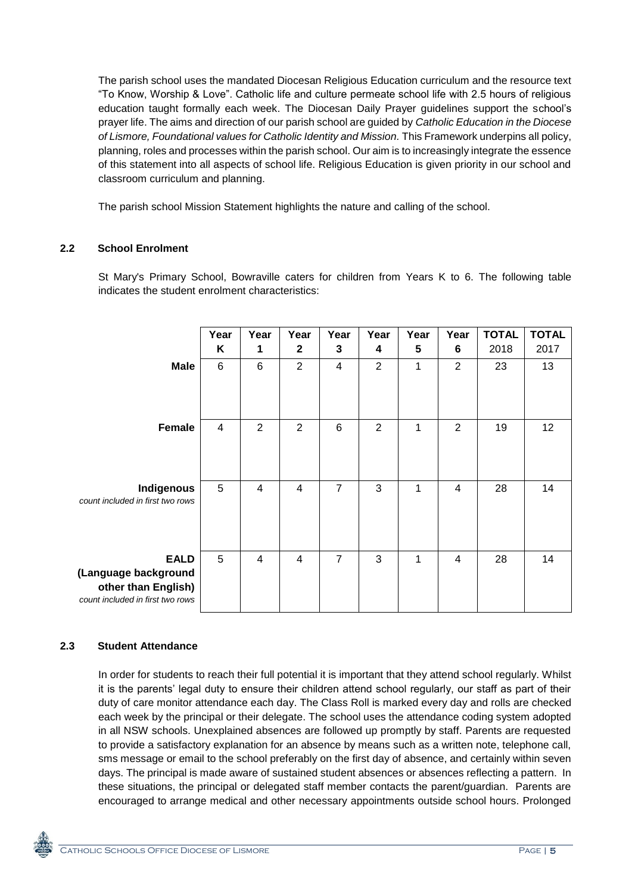The parish school uses the mandated Diocesan Religious Education curriculum and the resource text "To Know, Worship & Love". Catholic life and culture permeate school life with 2.5 hours of religious education taught formally each week. The Diocesan Daily Prayer guidelines support the school's prayer life. The aims and direction of our parish school are guided by *Catholic Education in the Diocese of Lismore, Foundational values for Catholic Identity and Mission.* This Framework underpins all policy, planning, roles and processes within the parish school. Our aim is to increasingly integrate the essence of this statement into all aspects of school life. Religious Education is given priority in our school and classroom curriculum and planning.

The parish school Mission Statement highlights the nature and calling of the school.

## 2.2 School Enrolment

St Mary's Primary School, Bowraville caters for children from Years K to 6. The following table indicates the student enrolment characteristics:

| | Year K | Year 1 | Year 2 | Year 3 | Year 4 | Year 5 | Year 6 | TOTAL 2018 | TOTAL 2017 |
|---|---|---|---|---|---|---|---|---|---|
| **Male** | 6 | 6 | 2 | 4 | 2 | 1 | 2 | 23 | 13 |
| **Female** | 4 | 2 | 2 | 6 | 2 | 1 | 2 | 19 | 12 |
| **Indigenous** *count included in first two rows* | 5 | 4 | 4 | 7 | 3 | 1 | 4 | 28 | 14 |
| **EALD (Language background other than English)** *count included in first two rows* | 5 | 4 | 4 | 7 | 3 | 1 | 4 | 28 | 14 |

## 2.3 Student Attendance

In order for students to reach their full potential it is important that they attend school regularly. Whilst it is the parents' legal duty to ensure their children attend school regularly, our staff as part of their duty of care monitor attendance each day. The Class Roll is marked every day and rolls are checked each week by the principal or their delegate. The school uses the attendance coding system adopted in all NSW schools. Unexplained absences are followed up promptly by staff. Parents are requested to provide a satisfactory explanation for an absence by means such as a written note, telephone call, sms message or email to the school preferably on the first day of absence, and certainly within seven days. The principal is made aware of sustained student absences or absences reflecting a pattern. In these situations, the principal or delegated staff member contacts the parent/guardian. Parents are encouraged to arrange medical and other necessary appointments outside school hours. Prolonged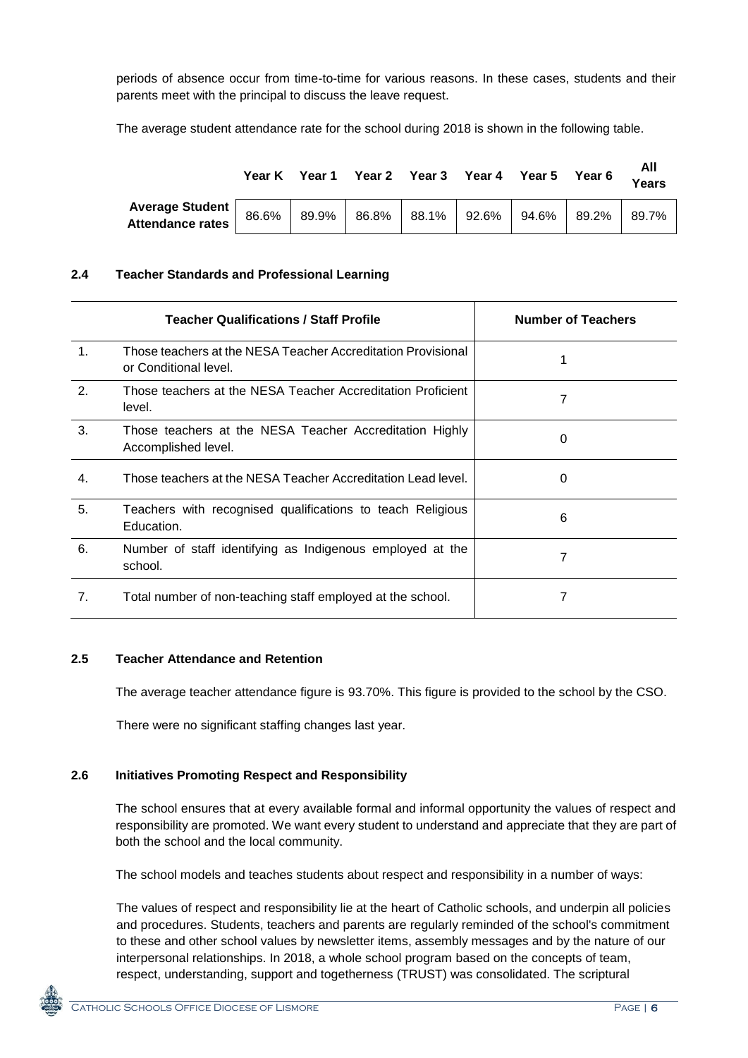periods of absence occur from time-to-time for various reasons. In these cases, students and their parents meet with the principal to discuss the leave request.

The average student attendance rate for the school during 2018 is shown in the following table.

| | Year K | Year 1 | Year 2 | Year 3 | Year 4 | Year 5 | Year 6 | All Years |
|---|---|---|---|---|---|---|---|---|
| **Average Student Attendance rates** | 86.6% | 89.9% | 86.8% | 88.1% | 92.6% | 94.6% | 89.2% | 89.7% |

### 2.4 Teacher Standards and Professional Learning

| | Teacher Qualifications / Staff Profile | Number of Teachers |
|---|---|---|
| 1. | Those teachers at the NESA Teacher Accreditation Provisional or Conditional level. | 1 |
| 2. | Those teachers at the NESA Teacher Accreditation Proficient level. | 7 |
| 3. | Those teachers at the NESA Teacher Accreditation Highly Accomplished level. | 0 |
| 4. | Those teachers at the NESA Teacher Accreditation Lead level. | 0 |
| 5. | Teachers with recognised qualifications to teach Religious Education. | 6 |
| 6. | Number of staff identifying as Indigenous employed at the school. | 7 |
| 7. | Total number of non-teaching staff employed at the school. | 7 |

### 2.5 Teacher Attendance and Retention

The average teacher attendance figure is 93.70%. This figure is provided to the school by the CSO.

There were no significant staffing changes last year.

### 2.6 Initiatives Promoting Respect and Responsibility

The school ensures that at every available formal and informal opportunity the values of respect and responsibility are promoted. We want every student to understand and appreciate that they are part of both the school and the local community.

The school models and teaches students about respect and responsibility in a number of ways:

The values of respect and responsibility lie at the heart of Catholic schools, and underpin all policies and procedures. Students, teachers and parents are regularly reminded of the school's commitment to these and other school values by newsletter items, assembly messages and by the nature of our interpersonal relationships. In 2018, a whole school program based on the concepts of team, respect, understanding, support and togetherness (TRUST) was consolidated. The scriptural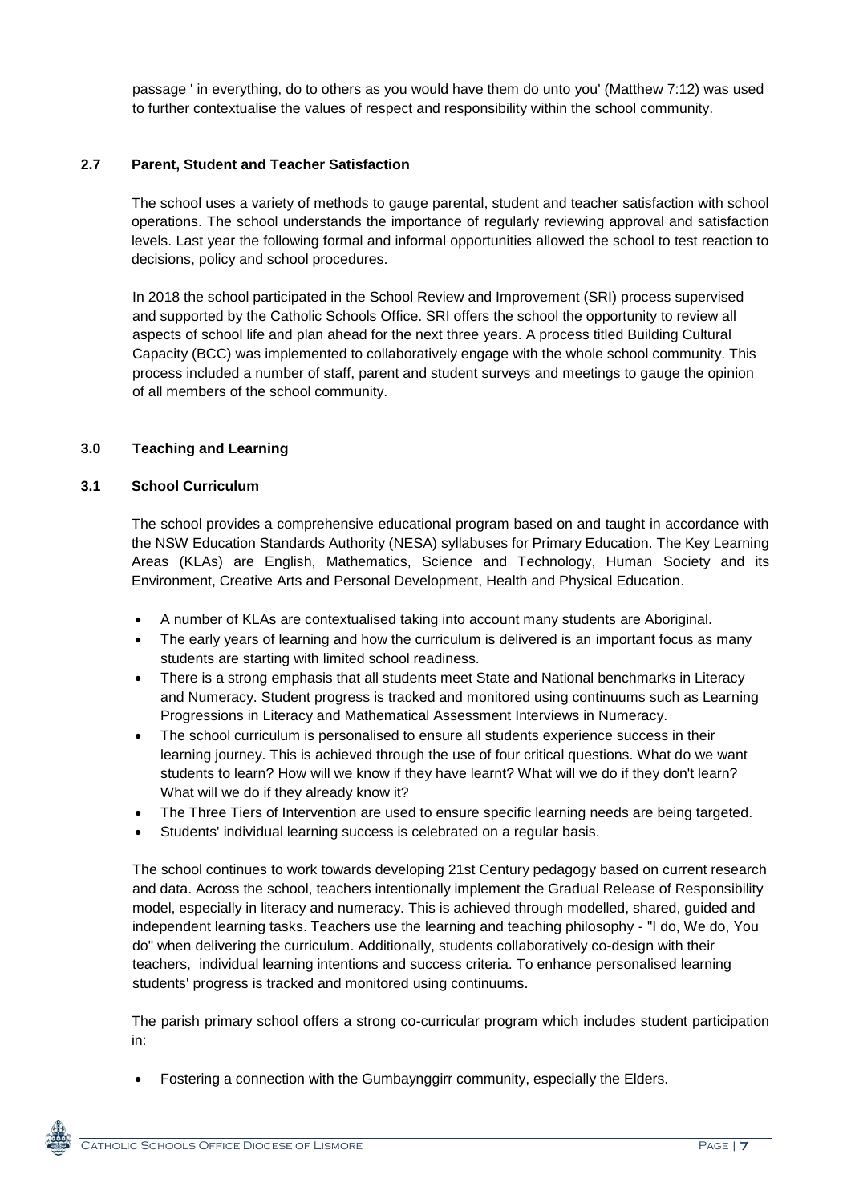passage ' in everything, do to others as you would have them do unto you' (Matthew 7:12) was used to further contextualise the values of respect and responsibility within the school community.

### 2.7 Parent, Student and Teacher Satisfaction

The school uses a variety of methods to gauge parental, student and teacher satisfaction with school operations. The school understands the importance of regularly reviewing approval and satisfaction levels. Last year the following formal and informal opportunities allowed the school to test reaction to decisions, policy and school procedures.

In 2018 the school participated in the School Review and Improvement (SRI) process supervised and supported by the Catholic Schools Office. SRI offers the school the opportunity to review all aspects of school life and plan ahead for the next three years. A process titled Building Cultural Capacity (BCC) was implemented to collaboratively engage with the whole school community. This process included a number of staff, parent and student surveys and meetings to gauge the opinion of all members of the school community.

## 3.0 Teaching and Learning

### 3.1 School Curriculum

The school provides a comprehensive educational program based on and taught in accordance with the NSW Education Standards Authority (NESA) syllabuses for Primary Education. The Key Learning Areas (KLAs) are English, Mathematics, Science and Technology, Human Society and its Environment, Creative Arts and Personal Development, Health and Physical Education.

- A number of KLAs are contextualised taking into account many students are Aboriginal.
- The early years of learning and how the curriculum is delivered is an important focus as many students are starting with limited school readiness.
- There is a strong emphasis that all students meet State and National benchmarks in Literacy and Numeracy. Student progress is tracked and monitored using continuums such as Learning Progressions in Literacy and Mathematical Assessment Interviews in Numeracy.
- The school curriculum is personalised to ensure all students experience success in their learning journey. This is achieved through the use of four critical questions. What do we want students to learn? How will we know if they have learnt? What will we do if they don't learn? What will we do if they already know it?
- The Three Tiers of Intervention are used to ensure specific learning needs are being targeted.
- Students' individual learning success is celebrated on a regular basis.

The school continues to work towards developing 21st Century pedagogy based on current research and data. Across the school, teachers intentionally implement the Gradual Release of Responsibility model, especially in literacy and numeracy. This is achieved through modelled, shared, guided and independent learning tasks. Teachers use the learning and teaching philosophy - "I do, We do, You do" when delivering the curriculum. Additionally, students collaboratively co-design with their teachers, individual learning intentions and success criteria. To enhance personalised learning students' progress is tracked and monitored using continuums.

The parish primary school offers a strong co-curricular program which includes student participation in:

- Fostering a connection with the Gumbaynggirr community, especially the Elders.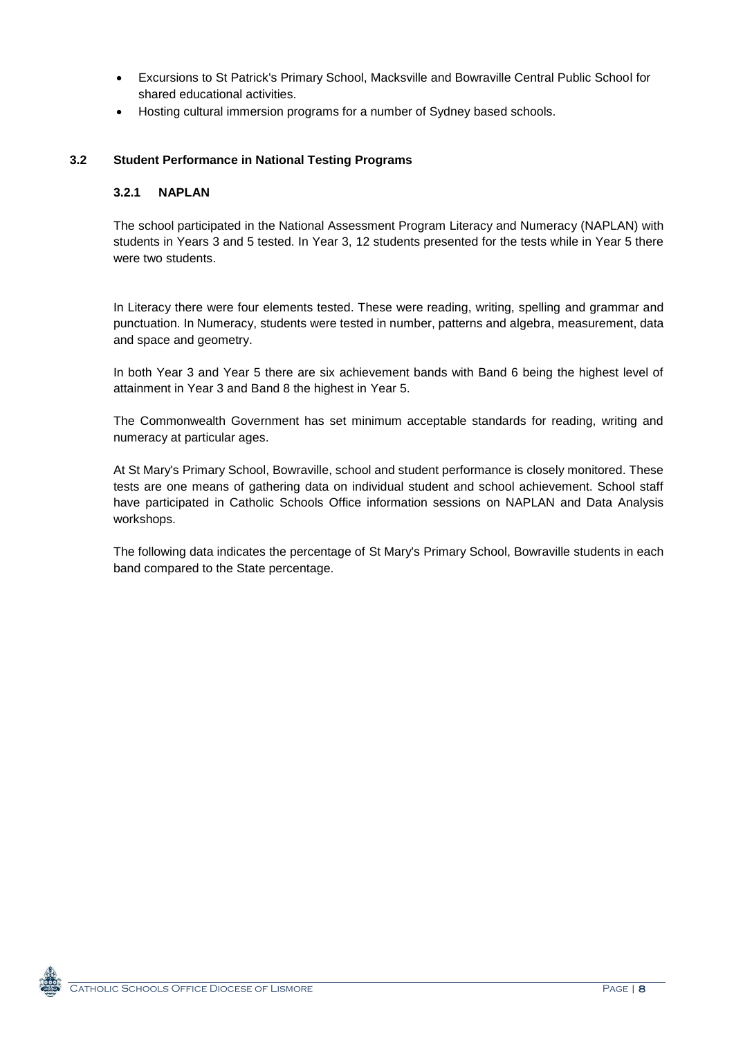- Excursions to St Patrick's Primary School, Macksville and Bowraville Central Public School for shared educational activities.
- Hosting cultural immersion programs for a number of Sydney based schools.

### 3.2 Student Performance in National Testing Programs

#### 3.2.1 NAPLAN

The school participated in the National Assessment Program Literacy and Numeracy (NAPLAN) with students in Years 3 and 5 tested. In Year 3, 12 students presented for the tests while in Year 5 there were two students.

In Literacy there were four elements tested. These were reading, writing, spelling and grammar and punctuation. In Numeracy, students were tested in number, patterns and algebra, measurement, data and space and geometry.

In both Year 3 and Year 5 there are six achievement bands with Band 6 being the highest level of attainment in Year 3 and Band 8 the highest in Year 5.

The Commonwealth Government has set minimum acceptable standards for reading, writing and numeracy at particular ages.

At St Mary's Primary School, Bowraville, school and student performance is closely monitored. These tests are one means of gathering data on individual student and school achievement. School staff have participated in Catholic Schools Office information sessions on NAPLAN and Data Analysis workshops.

The following data indicates the percentage of St Mary's Primary School, Bowraville students in each band compared to the State percentage.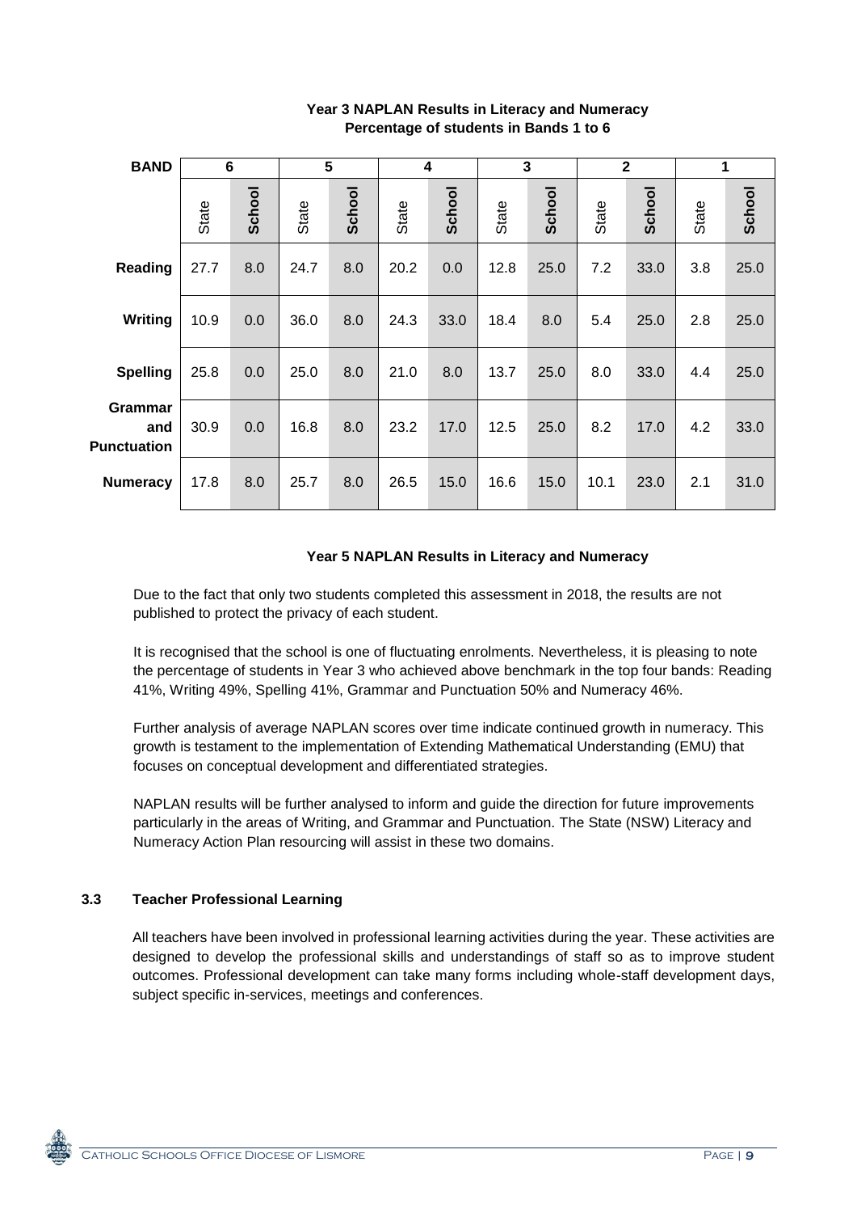**Year 3 NAPLAN Results in Literacy and Numeracy**
**Percentage of students in Bands 1 to 6**

| BAND | 6 | | 5 | | 4 | | 3 | | 2 | | 1 | |
|---|---|---|---|---|---|---|---|---|---|---|---|---|
| | State | **School** | State | **School** | State | **School** | State | **School** | State | **School** | State | **School** |
| **Reading** | 27.7 | 8.0 | 24.7 | 8.0 | 20.2 | 0.0 | 12.8 | 25.0 | 7.2 | 33.0 | 3.8 | 25.0 |
| **Writing** | 10.9 | 0.0 | 36.0 | 8.0 | 24.3 | 33.0 | 18.4 | 8.0 | 5.4 | 25.0 | 2.8 | 25.0 |
| **Spelling** | 25.8 | 0.0 | 25.0 | 8.0 | 21.0 | 8.0 | 13.7 | 25.0 | 8.0 | 33.0 | 4.4 | 25.0 |
| **Grammar and Punctuation** | 30.9 | 0.0 | 16.8 | 8.0 | 23.2 | 17.0 | 12.5 | 25.0 | 8.2 | 17.0 | 4.2 | 33.0 |
| **Numeracy** | 17.8 | 8.0 | 25.7 | 8.0 | 26.5 | 15.0 | 16.6 | 15.0 | 10.1 | 23.0 | 2.1 | 31.0 |

**Year 5 NAPLAN Results in Literacy and Numeracy**

Due to the fact that only two students completed this assessment in 2018, the results are not published to protect the privacy of each student.

It is recognised that the school is one of fluctuating enrolments. Nevertheless, it is pleasing to note the percentage of students in Year 3 who achieved above benchmark in the top four bands: Reading 41%, Writing 49%, Spelling 41%, Grammar and Punctuation 50% and Numeracy 46%.

Further analysis of average NAPLAN scores over time indicate continued growth in numeracy. This growth is testament to the implementation of Extending Mathematical Understanding (EMU) that focuses on conceptual development and differentiated strategies.

NAPLAN results will be further analysed to inform and guide the direction for future improvements particularly in the areas of Writing, and Grammar and Punctuation. The State (NSW) Literacy and Numeracy Action Plan resourcing will assist in these two domains.

### 3.3 Teacher Professional Learning

All teachers have been involved in professional learning activities during the year. These activities are designed to develop the professional skills and understandings of staff so as to improve student outcomes. Professional development can take many forms including whole-staff development days, subject specific in-services, meetings and conferences.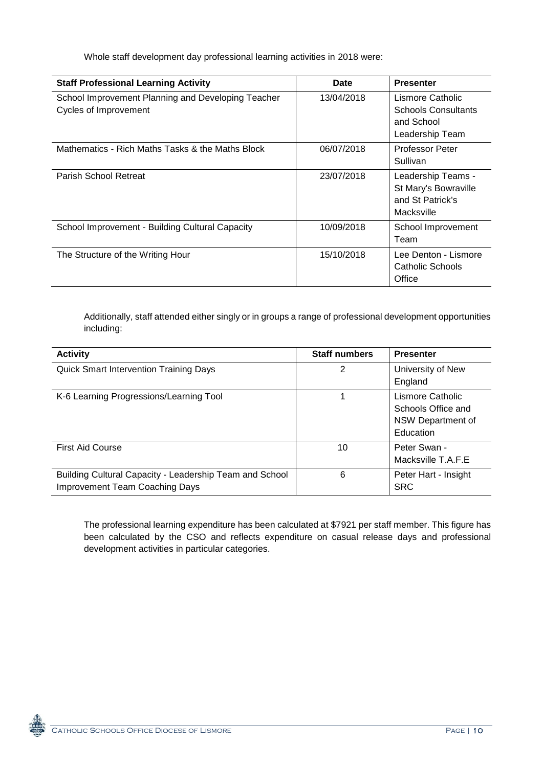Whole staff development day professional learning activities in 2018 were:

| Staff Professional Learning Activity | Date | Presenter |
| --- | --- | --- |
| School Improvement Planning and Developing Teacher Cycles of Improvement | 13/04/2018 | Lismore Catholic Schools Consultants and School Leadership Team |
| Mathematics - Rich Maths Tasks & the Maths Block | 06/07/2018 | Professor Peter Sullivan |
| Parish School Retreat | 23/07/2018 | Leadership Teams - St Mary's Bowraville and St Patrick's Macksville |
| School Improvement - Building Cultural Capacity | 10/09/2018 | School Improvement Team |
| The Structure of the Writing Hour | 15/10/2018 | Lee Denton - Lismore Catholic Schools Office |

Additionally, staff attended either singly or in groups a range of professional development opportunities including:

| Activity | Staff numbers | Presenter |
| --- | --- | --- |
| Quick Smart Intervention Training Days | 2 | University of New England |
| K-6 Learning Progressions/Learning Tool | 1 | Lismore Catholic Schools Office and NSW Department of Education |
| First Aid Course | 10 | Peter Swan - Macksville T.A.F.E |
| Building Cultural Capacity - Leadership Team and School Improvement Team Coaching Days | 6 | Peter Hart - Insight SRC |

The professional learning expenditure has been calculated at $7921 per staff member. This figure has been calculated by the CSO and reflects expenditure on casual release days and professional development activities in particular categories.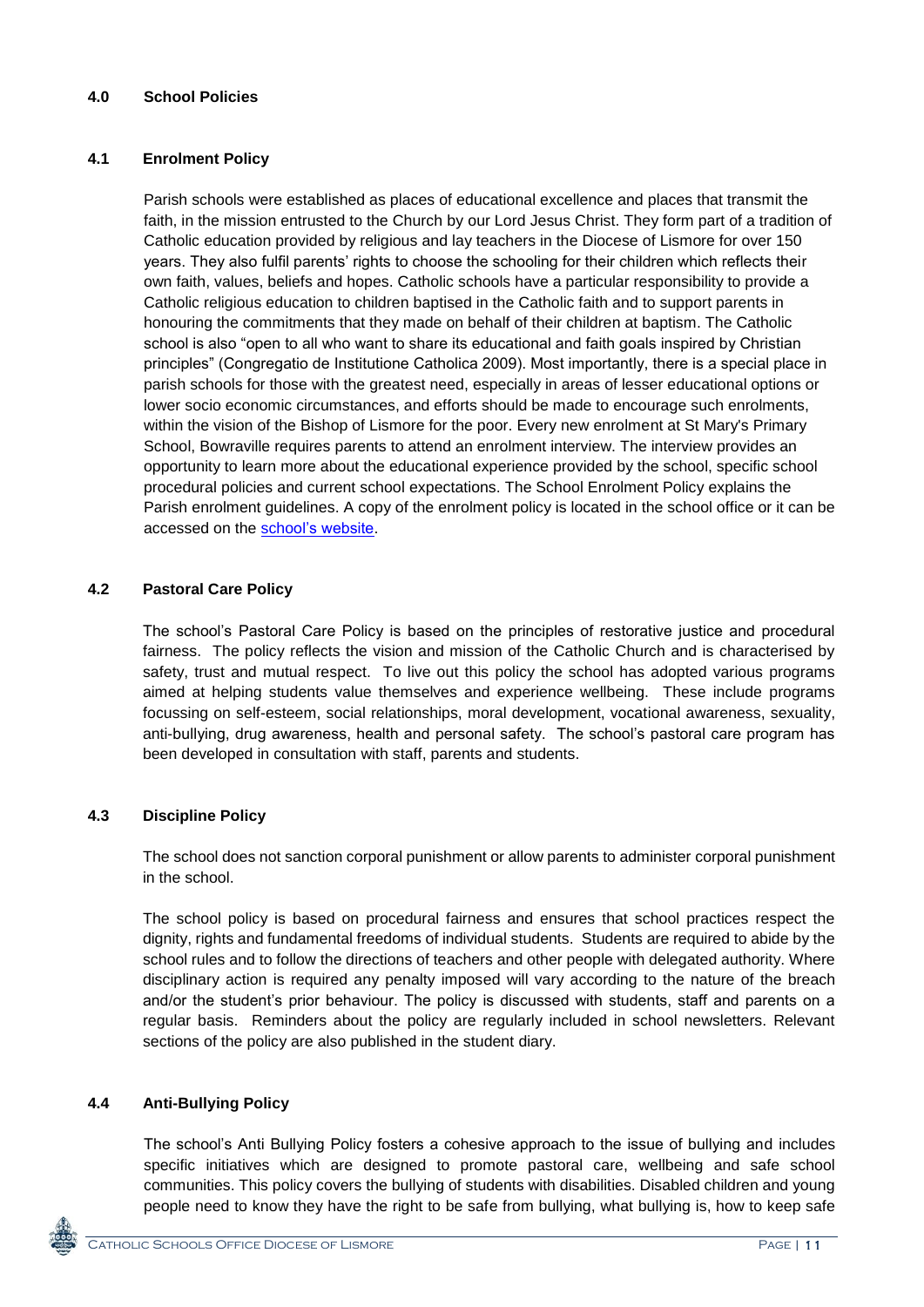## 4.0 School Policies

### 4.1 Enrolment Policy

Parish schools were established as places of educational excellence and places that transmit the faith, in the mission entrusted to the Church by our Lord Jesus Christ. They form part of a tradition of Catholic education provided by religious and lay teachers in the Diocese of Lismore for over 150 years. They also fulfil parents' rights to choose the schooling for their children which reflects their own faith, values, beliefs and hopes. Catholic schools have a particular responsibility to provide a Catholic religious education to children baptised in the Catholic faith and to support parents in honouring the commitments that they made on behalf of their children at baptism. The Catholic school is also "open to all who want to share its educational and faith goals inspired by Christian principles" (Congregatio de Institutione Catholica 2009). Most importantly, there is a special place in parish schools for those with the greatest need, especially in areas of lesser educational options or lower socio economic circumstances, and efforts should be made to encourage such enrolments, within the vision of the Bishop of Lismore for the poor. Every new enrolment at St Mary's Primary School, Bowraville requires parents to attend an enrolment interview. The interview provides an opportunity to learn more about the educational experience provided by the school, specific school procedural policies and current school expectations. The School Enrolment Policy explains the Parish enrolment guidelines. A copy of the enrolment policy is located in the school office or it can be accessed on the school's website.

### 4.2 Pastoral Care Policy

The school's Pastoral Care Policy is based on the principles of restorative justice and procedural fairness. The policy reflects the vision and mission of the Catholic Church and is characterised by safety, trust and mutual respect. To live out this policy the school has adopted various programs aimed at helping students value themselves and experience wellbeing. These include programs focussing on self-esteem, social relationships, moral development, vocational awareness, sexuality, anti-bullying, drug awareness, health and personal safety. The school's pastoral care program has been developed in consultation with staff, parents and students.

### 4.3 Discipline Policy

The school does not sanction corporal punishment or allow parents to administer corporal punishment in the school.

The school policy is based on procedural fairness and ensures that school practices respect the dignity, rights and fundamental freedoms of individual students. Students are required to abide by the school rules and to follow the directions of teachers and other people with delegated authority. Where disciplinary action is required any penalty imposed will vary according to the nature of the breach and/or the student's prior behaviour. The policy is discussed with students, staff and parents on a regular basis. Reminders about the policy are regularly included in school newsletters. Relevant sections of the policy are also published in the student diary.

### 4.4 Anti-Bullying Policy

The school's Anti Bullying Policy fosters a cohesive approach to the issue of bullying and includes specific initiatives which are designed to promote pastoral care, wellbeing and safe school communities. This policy covers the bullying of students with disabilities. Disabled children and young people need to know they have the right to be safe from bullying, what bullying is, how to keep safe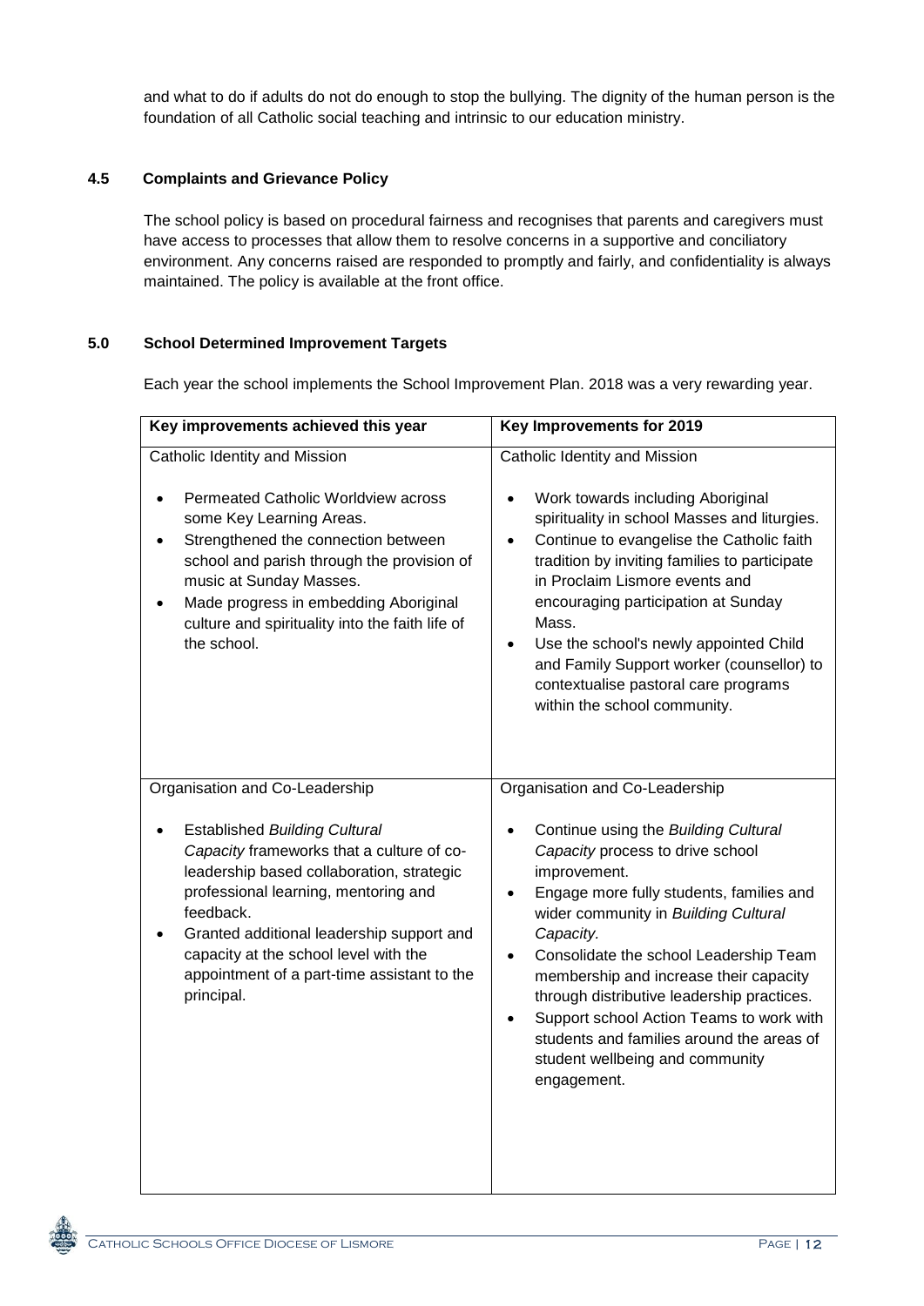and what to do if adults do not do enough to stop the bullying. The dignity of the human person is the foundation of all Catholic social teaching and intrinsic to our education ministry.

### 4.5 Complaints and Grievance Policy

The school policy is based on procedural fairness and recognises that parents and caregivers must have access to processes that allow them to resolve concerns in a supportive and conciliatory environment. Any concerns raised are responded to promptly and fairly, and confidentiality is always maintained. The policy is available at the front office.

## 5.0 School Determined Improvement Targets

Each year the school implements the School Improvement Plan. 2018 was a very rewarding year.

| Key improvements achieved this year | Key Improvements for 2019 |
| --- | --- |
| Catholic Identity and Mission<br><br>• Permeated Catholic Worldview across some Key Learning Areas.<br>• Strengthened the connection between school and parish through the provision of music at Sunday Masses.<br>• Made progress in embedding Aboriginal culture and spirituality into the faith life of the school. | Catholic Identity and Mission<br><br>• Work towards including Aboriginal spirituality in school Masses and liturgies.<br>• Continue to evangelise the Catholic faith tradition by inviting families to participate in Proclaim Lismore events and encouraging participation at Sunday Mass.<br>• Use the school's newly appointed Child and Family Support worker (counsellor) to contextualise pastoral care programs within the school community. |
| Organisation and Co-Leadership<br><br>• Established *Building Cultural Capacity* frameworks that a culture of co-leadership based collaboration, strategic professional learning, mentoring and feedback.<br>• Granted additional leadership support and capacity at the school level with the appointment of a part-time assistant to the principal. | Organisation and Co-Leadership<br><br>• Continue using the *Building Cultural Capacity* process to drive school improvement.<br>• Engage more fully students, families and wider community in *Building Cultural Capacity.*<br>• Consolidate the school Leadership Team membership and increase their capacity through distributive leadership practices.<br>• Support school Action Teams to work with students and families around the areas of student wellbeing and community engagement. |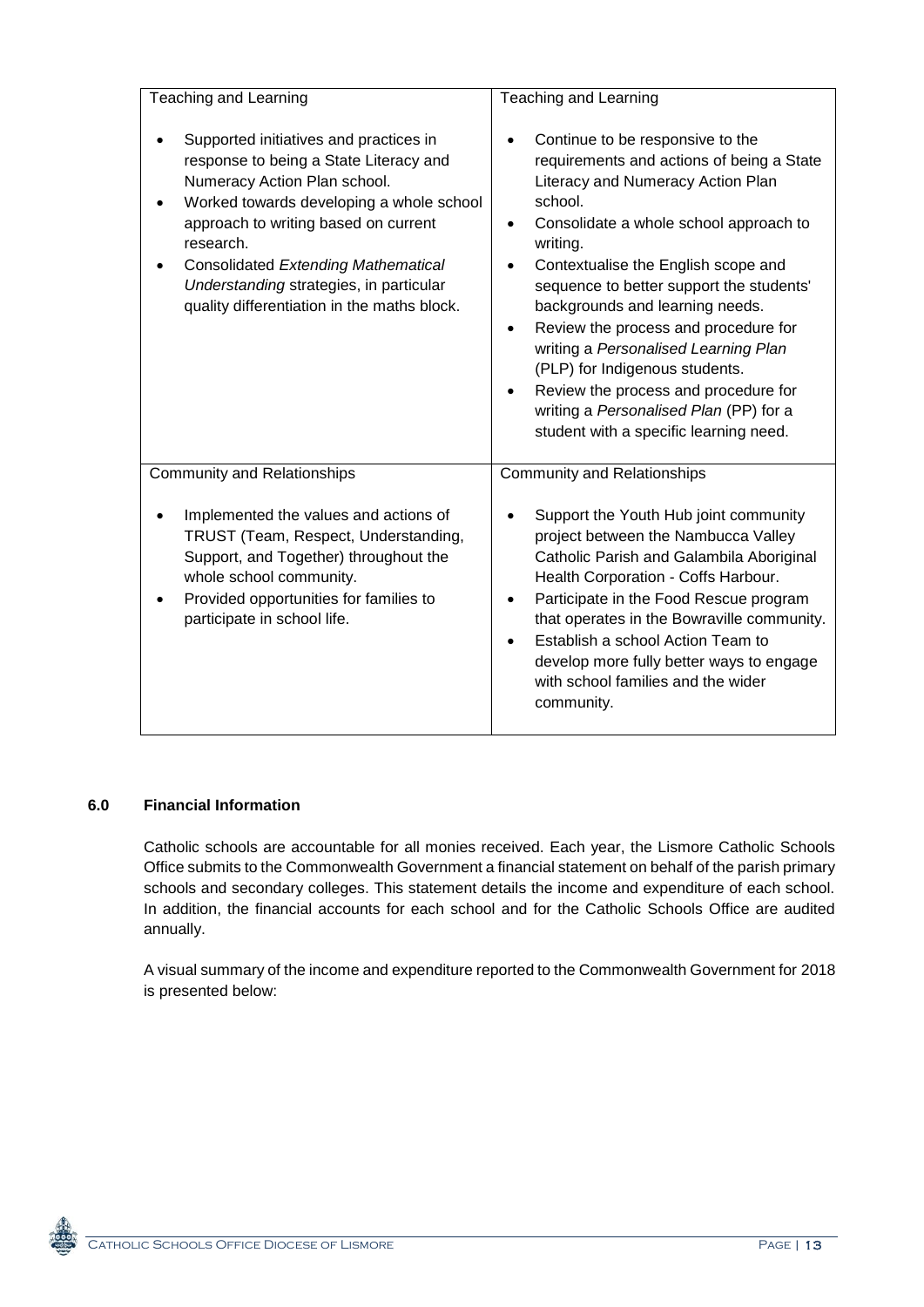| Teaching and Learning | Teaching and Learning |
| --- | --- |
| • Supported initiatives and practices in response to being a State Literacy and Numeracy Action Plan school.<br>• Worked towards developing a whole school approach to writing based on current research.<br>• Consolidated *Extending Mathematical Understanding* strategies, in particular quality differentiation in the maths block. | • Continue to be responsive to the requirements and actions of being a State Literacy and Numeracy Action Plan school.<br>• Consolidate a whole school approach to writing.<br>• Contextualise the English scope and sequence to better support the students' backgrounds and learning needs.<br>• Review the process and procedure for writing a *Personalised Learning Plan* (PLP) for Indigenous students.<br>• Review the process and procedure for writing a *Personalised Plan* (PP) for a student with a specific learning need. |
| **Community and Relationships** | **Community and Relationships** |
| • Implemented the values and actions of TRUST (Team, Respect, Understanding, Support, and Together) throughout the whole school community.<br>• Provided opportunities for families to participate in school life. | • Support the Youth Hub joint community project between the Nambucca Valley Catholic Parish and Galambila Aboriginal Health Corporation - Coffs Harbour.<br>• Participate in the Food Rescue program that operates in the Bowraville community.<br>• Establish a school Action Team to develop more fully better ways to engage with school families and the wider community. |

## 6.0 Financial Information

Catholic schools are accountable for all monies received. Each year, the Lismore Catholic Schools Office submits to the Commonwealth Government a financial statement on behalf of the parish primary schools and secondary colleges. This statement details the income and expenditure of each school. In addition, the financial accounts for each school and for the Catholic Schools Office are audited annually.

A visual summary of the income and expenditure reported to the Commonwealth Government for 2018 is presented below: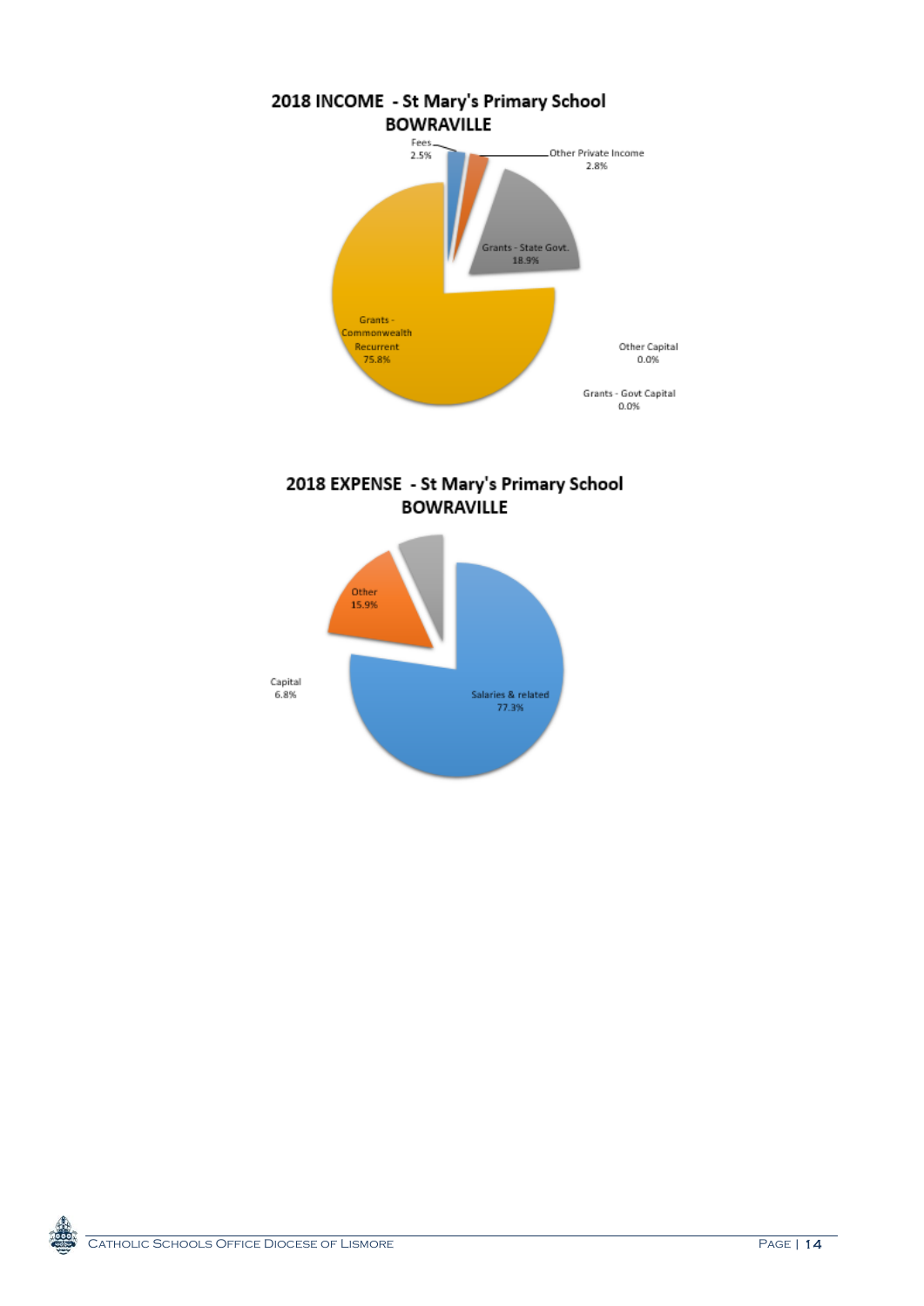2018 INCOME - St Mary's Primary School BOWRAVILLE

Fees 2.5%

Other Private Income 2.8%

Grants - State Govt. 18.9%

Grants - Commonwealth Recurrent 75.8%

Other Capital 0.0%

Grants - Govt Capital 0.0%

2018 EXPENSE - St Mary's Primary School BOWRAVILLE

Other 15.9%

Capital 6.8%

Salaries & related 77.3%